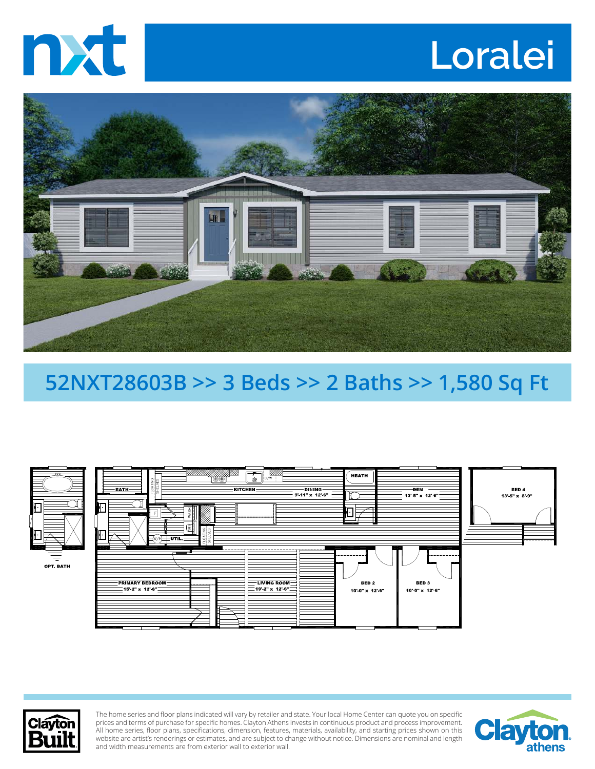# nxt

# Loralei

## 52NXT28603B >> 3 Beds >> 2 Baths >> 1,580 Sq Ft

OPT. BATH

BATH

KITCHEN

DINING 9'-11" x 12'-6"

HBATH

DEN 13'-5" x 12'-6"

BED 4 13'-5" x 8'-9"

UTIL.

PRIMARY BEDROOM 15'-2" x 12'-6"

LIVING ROOM 19'-2" x 12'-6"

BED 2 10'-0" x 12'-6"

BED 3 10'-0" x 12'-6"

Clayton Built

The home series and floor plans indicated will vary by retailer and state. Your local Home Center can quote you on specific prices and terms of purchase for specific homes. Clayton Athens invests in continuous product and process improvement. All home series, floor plans, specifications, dimension, features, materials, availability, and starting prices shown on this website are artist's renderings or estimates, and are subject to change without notice. Dimensions are nominal and length and width measurements are from exterior wall to exterior wall.

Clayton athens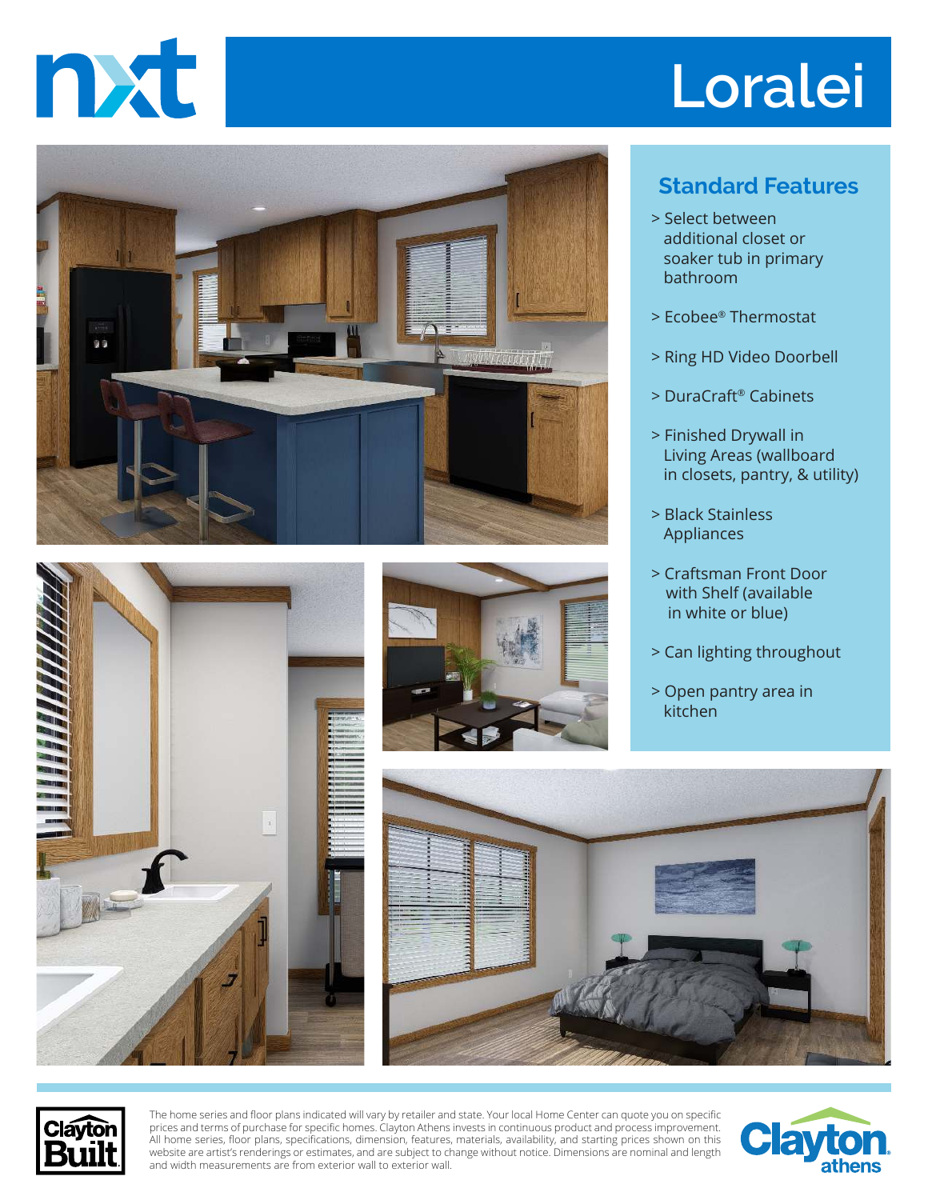# Loralei

## Standard Features

- Select between additional closet or soaker tub in primary bathroom
- Ecobee® Thermostat
- Ring HD Video Doorbell
- DuraCraft® Cabinets
- Finished Drywall in Living Areas (wallboard in closets, pantry, & utility)
- Black Stainless Appliances
- Craftsman Front Door with Shelf (available in white or blue)
- Can lighting throughout
- Open pantry area in kitchen

The home series and floor plans indicated will vary by retailer and state. Your local Home Center can quote you on specific prices and terms of purchase for specific homes. Clayton Athens invests in continuous product and process improvement. All home series, floor plans, specifications, dimension, features, materials, availability, and starting prices shown on this website are artist's renderings or estimates, and are subject to change without notice. Dimensions are nominal and length and width measurements are from exterior wall to exterior wall.